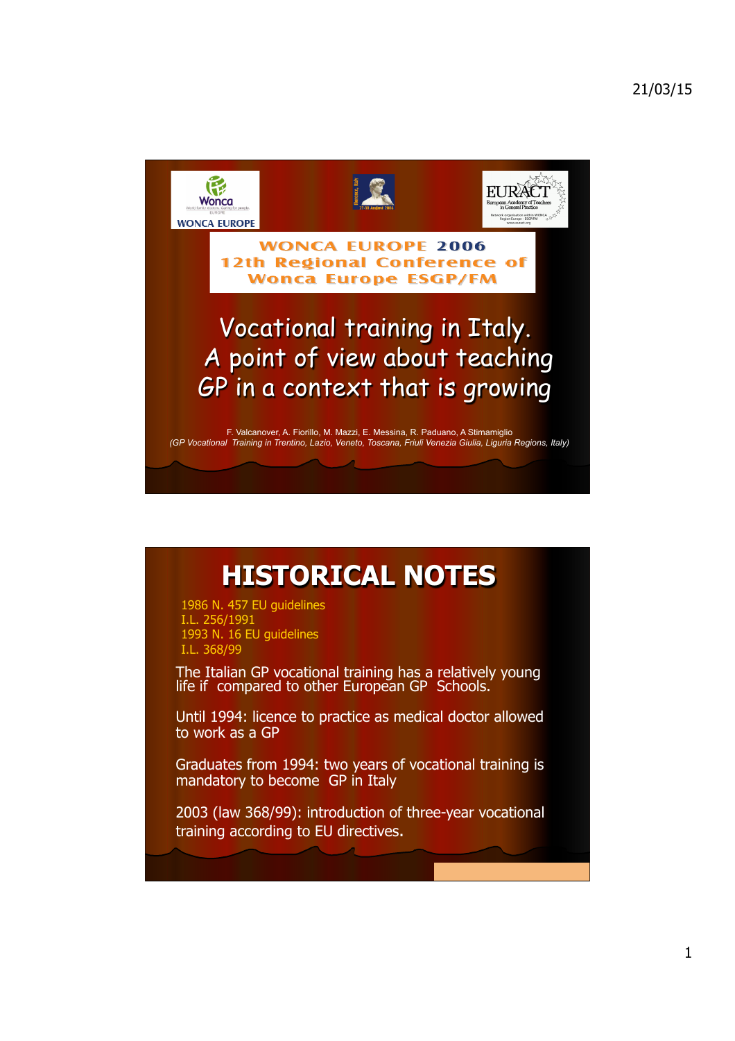WONCA EUROPE

EURACT
European Academy of Teachers in General Practice

**WONCA EUROPE 2006**
**12th Regional Conference of Wonca Europe ESGP/FM**

# Vocational training in Italy. A point of view about teaching GP in a context that is growing

F. Valcanover, A. Fiorillo, M. Mazzi, E. Messina, R. Paduano, A Stimamiglio
*(GP Vocational Training in Trentino, Lazio, Veneto, Toscana, Friuli Venezia Giulia, Liguria Regions, Italy)*

# HISTORICAL NOTES

1986 N. 457 EU guidelines
I.L. 256/1991
1993 N. 16 EU guidelines
I.L. 368/99

The Italian GP vocational training has a relatively young life if compared to other European GP Schools.

Until 1994: licence to practice as medical doctor allowed to work as a GP

Graduates from 1994: two years of vocational training is mandatory to become GP in Italy

2003 (law 368/99): introduction of three-year vocational training according to EU directives.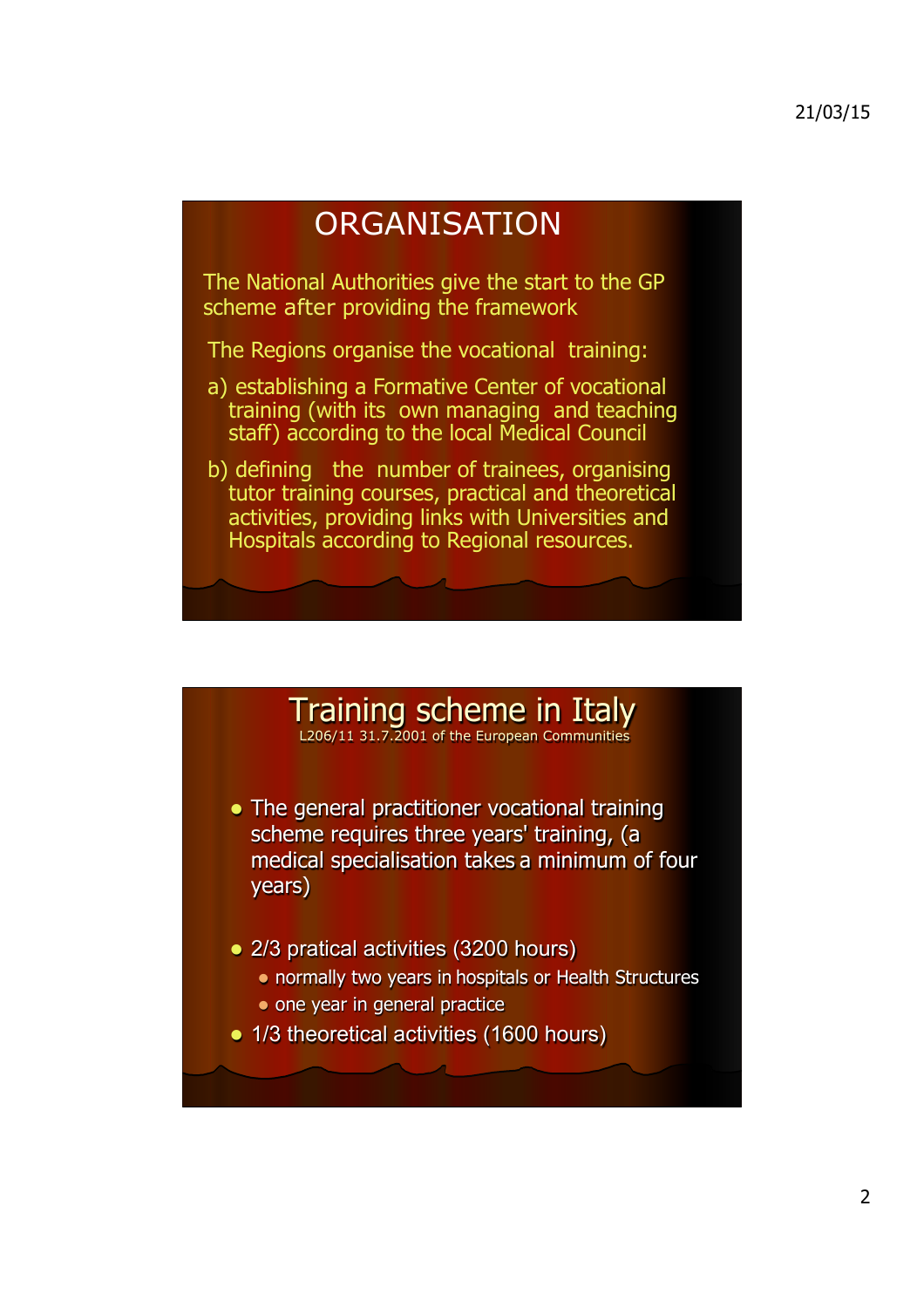# ORGANISATION

The National Authorities give the start to the GP scheme after providing the framework

The Regions organise the vocational training:

a) establishing a Formative Center of vocational training (with its own managing and teaching staff) according to the local Medical Council

b) defining the number of trainees, organising tutor training courses, practical and theoretical activities, providing links with Universities and Hospitals according to Regional resources.

# Training scheme in Italy

L206/11 31.7.2001 of the European Communities

- The general practitioner vocational training scheme requires three years' training, (a medical specialisation takes a minimum of four years)
- 2/3 pratical activities (3200 hours)
  - normally two years in hospitals or Health Structures
  - one year in general practice
- 1/3 theoretical activities (1600 hours)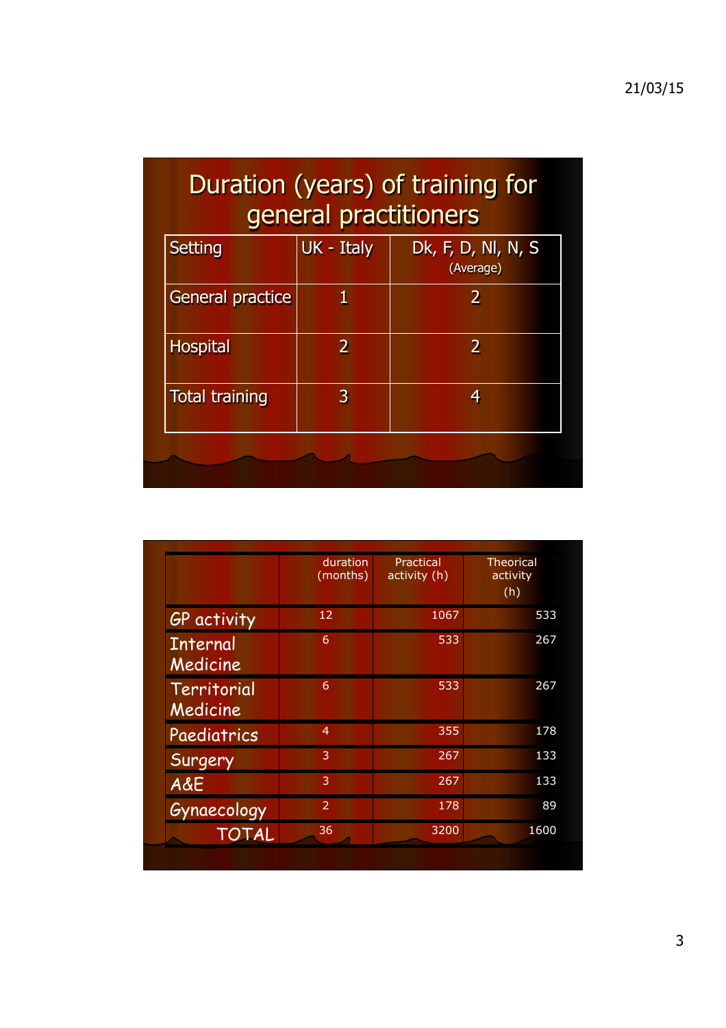## Duration (years) of training for general practitioners

| Setting | UK - Italy | Dk, F, D, Nl, N, S (Average) |
|---|---|---|
| General practice | 1 | 2 |
| Hospital | 2 | 2 |
| Total training | 3 | 4 |

| | duration (months) | Practical activity (h) | Theorical activity (h) |
|---|---|---|---|
| GP activity | 12 | 1067 | 533 |
| Internal Medicine | 6 | 533 | 267 |
| Territorial Medicine | 6 | 533 | 267 |
| Paediatrics | 4 | 355 | 178 |
| Surgery | 3 | 267 | 133 |
| A&E | 3 | 267 | 133 |
| Gynaecology | 2 | 178 | 89 |
| TOTAL | 36 | 3200 | 1600 |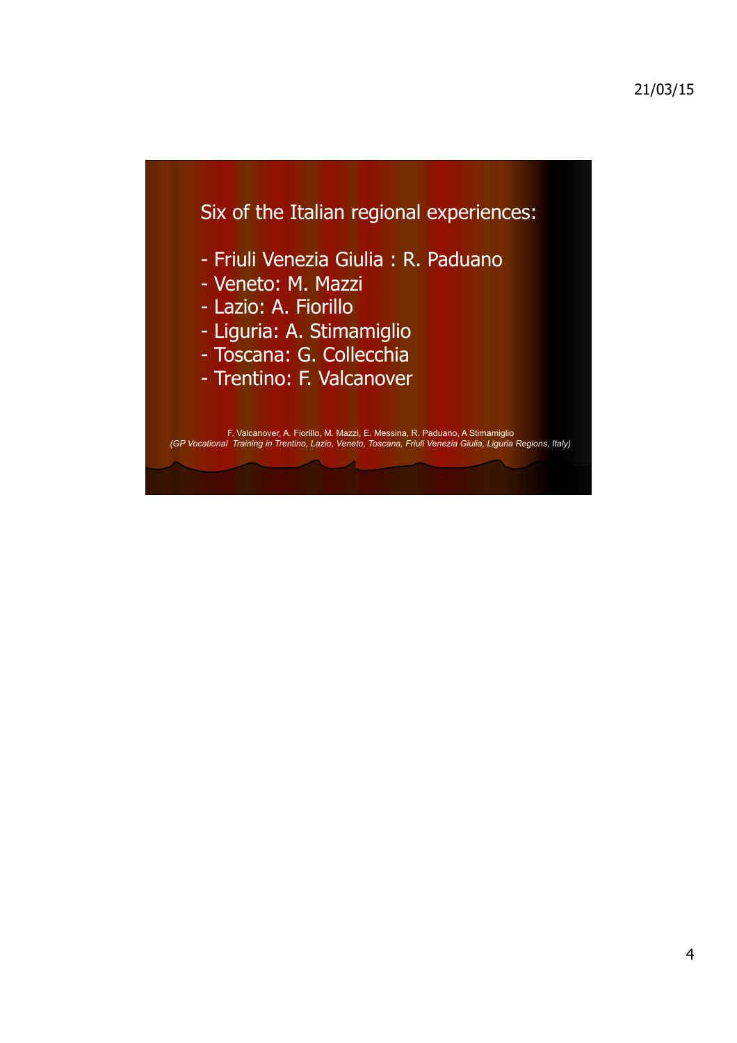Six of the Italian regional experiences:

- Friuli Venezia Giulia : R. Paduano
- Veneto: M. Mazzi
- Lazio: A. Fiorillo
- Liguria: A. Stimamiglio
- Toscana: G. Collecchia
- Trentino: F. Valcanover

F. Valcanover, A. Fiorillo, M. Mazzi, E. Messina, R. Paduano, A Stimamiglio
*(GP Vocational Training in Trentino, Lazio, Veneto, Toscana, Friuli Venezia Giulia, Liguria Regions, Italy)*